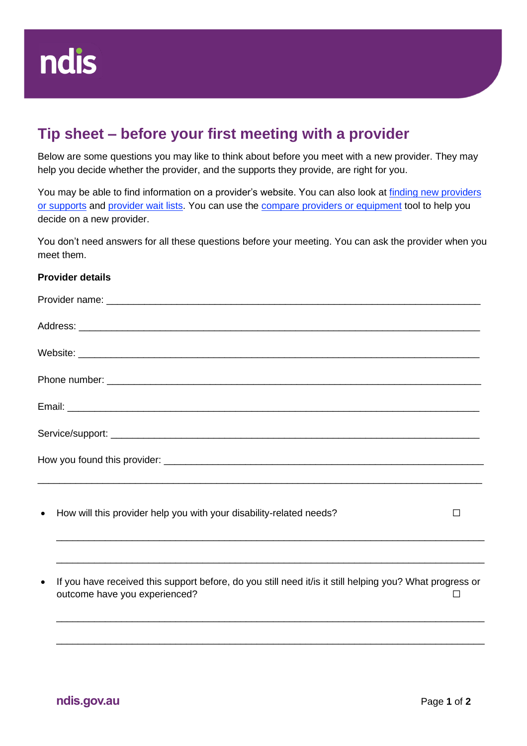# Tip sheet – before your first meeting with a provider

Below are some questions you may like to think about before you meet with a new provider. They may help you decide whether the provider, and the supports they provide, are right for you.

You may be able to find information on a provider's website. You can also look at finding new providers or supports and provider wait lists. You can use the compare providers or equipment tool to help you decide on a new provider.

You don't need answers for all these questions before your meeting. You can ask the provider when you meet them.

**Provider details**

Provider name: ________________________________________________________________

Address: ____________________________________________________________________

Website: ____________________________________________________________________

Phone number: ________________________________________________________________

Email: ______________________________________________________________________

Service/support: _______________________________________________________________

How you found this provider: ____________________________________________________

_____________________________________________________________________________

- How will this provider help you with your disability-related needs? ☐

  _____________________________________________________________________________

  _____________________________________________________________________________

- If you have received this support before, do you still need it/is it still helping you? What progress or outcome have you experienced? ☐

  _____________________________________________________________________________

  _____________________________________________________________________________

ndis.gov.au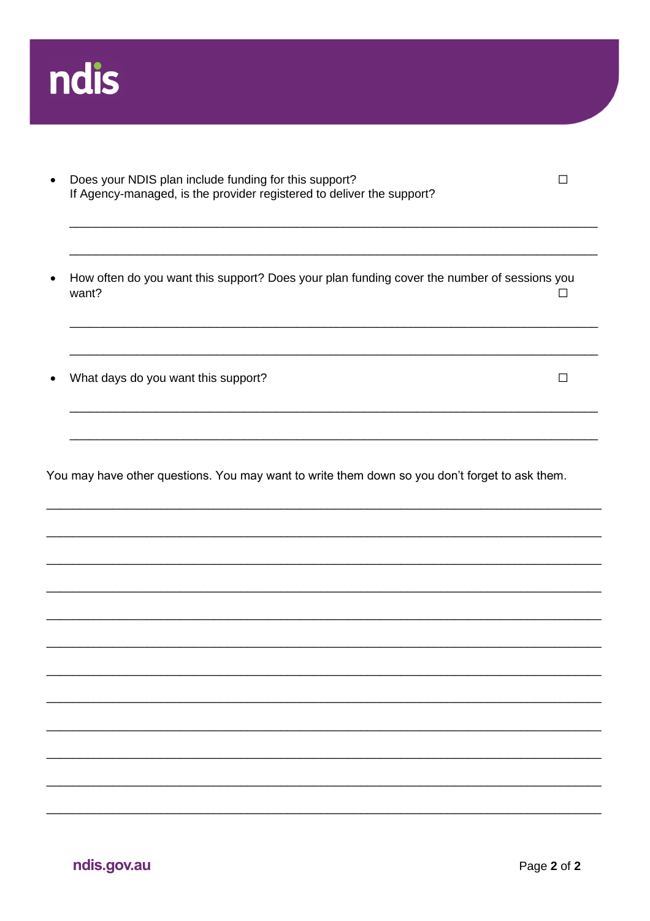- Does your NDIS plan include funding for this support? ☐
  If Agency-managed, is the provider registered to deliver the support?

  ______________________________________________________________________

  ______________________________________________________________________

- How often do you want this support? Does your plan funding cover the number of sessions you want? ☐

  ______________________________________________________________________

  ______________________________________________________________________

- What days do you want this support? ☐

  ______________________________________________________________________

  ______________________________________________________________________

You may have other questions. You may want to write them down so you don't forget to ask them.

________________________________________________________________________

________________________________________________________________________

________________________________________________________________________

________________________________________________________________________

________________________________________________________________________

________________________________________________________________________

________________________________________________________________________

________________________________________________________________________

________________________________________________________________________

________________________________________________________________________

________________________________________________________________________

________________________________________________________________________